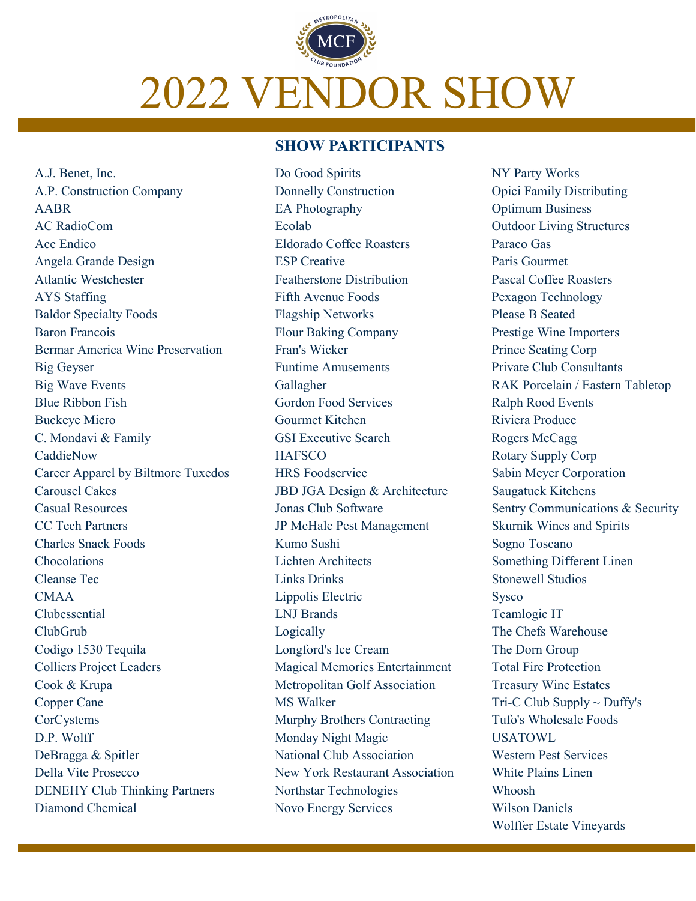METROPOLITAN CLUB FOUNDATION

MCF

# 2022 VENDOR SHOW

## SHOW PARTICIPANTS

A.J. Benet, Inc.
A.P. Construction Company
AABR
AC RadioCom
Ace Endico
Angela Grande Design
Atlantic Westchester
AYS Staffing
Baldor Specialty Foods
Baron Francois
Bermar America Wine Preservation
Big Geyser
Big Wave Events
Blue Ribbon Fish
Buckeye Micro
C. Mondavi & Family
CaddieNow
Career Apparel by Biltmore Tuxedos
Carousel Cakes
Casual Resources
CC Tech Partners
Charles Snack Foods
Chocolations
Cleanse Tec
CMAA
Clubessential
ClubGrub
Codigo 1530 Tequila
Colliers Project Leaders
Cook & Krupa
Copper Cane
CorCystems
D.P. Wolff
DeBragga & Spitler
Della Vite Prosecco
DENEHY Club Thinking Partners
Diamond Chemical
Do Good Spirits
Donnelly Construction
EA Photography
Ecolab
Eldorado Coffee Roasters
ESP Creative
Featherstone Distribution
Fifth Avenue Foods
Flagship Networks
Flour Baking Company
Fran's Wicker
Funtime Amusements
Gallagher
Gordon Food Services
Gourmet Kitchen
GSI Executive Search
HAFSCO
HRS Foodservice
JBD JGA Design & Architecture
Jonas Club Software
JP McHale Pest Management
Kumo Sushi
Lichten Architects
Links Drinks
Lippolis Electric
LNJ Brands
Logically
Longford's Ice Cream
Magical Memories Entertainment
Metropolitan Golf Association
MS Walker
Murphy Brothers Contracting
Monday Night Magic
National Club Association
New York Restaurant Association
Northstar Technologies
Novo Energy Services
NY Party Works
Opici Family Distributing
Optimum Business
Outdoor Living Structures
Paraco Gas
Paris Gourmet
Pascal Coffee Roasters
Pexagon Technology
Please B Seated
Prestige Wine Importers
Prince Seating Corp
Private Club Consultants
RAK Porcelain / Eastern Tabletop
Ralph Rood Events
Riviera Produce
Rogers McCagg
Rotary Supply Corp
Sabin Meyer Corporation
Saugatuck Kitchens
Sentry Communications & Security
Skurnik Wines and Spirits
Sogno Toscano
Something Different Linen
Stonewell Studios
Sysco
Teamlogic IT
The Chefs Warehouse
The Dorn Group
Total Fire Protection
Treasury Wine Estates
Tri-C Club Supply ~ Duffy's
Tufo's Wholesale Foods
USATOWL
Western Pest Services
White Plains Linen
Whoosh
Wilson Daniels
Wolffer Estate Vineyards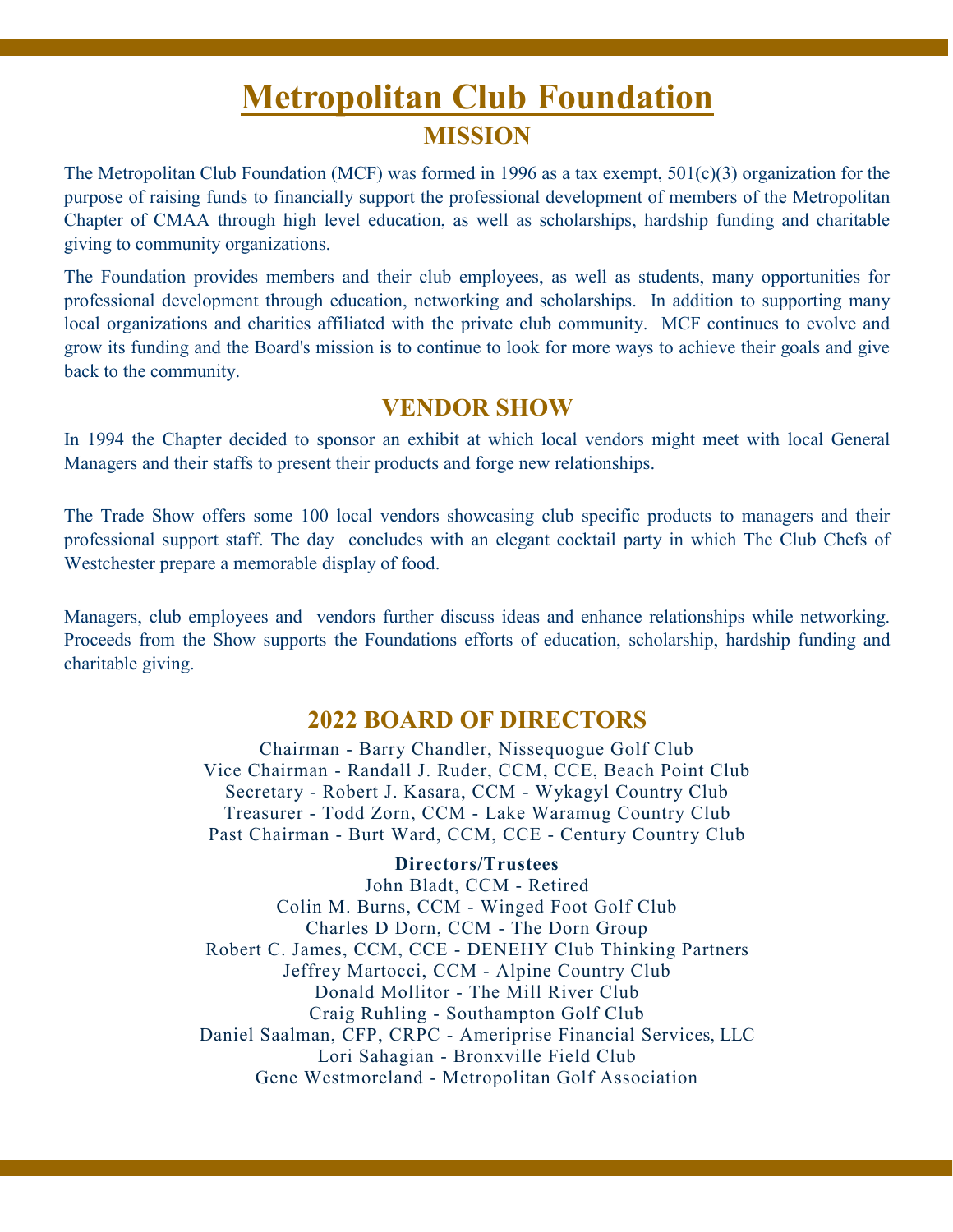# Metropolitan Club Foundation

## MISSION

The Metropolitan Club Foundation (MCF) was formed in 1996 as a tax exempt, 501(c)(3) organization for the purpose of raising funds to financially support the professional development of members of the Metropolitan Chapter of CMAA through high level education, as well as scholarships, hardship funding and charitable giving to community organizations.

The Foundation provides members and their club employees, as well as students, many opportunities for professional development through education, networking and scholarships. In addition to supporting many local organizations and charities affiliated with the private club community. MCF continues to evolve and grow its funding and the Board's mission is to continue to look for more ways to achieve their goals and give back to the community.

## VENDOR SHOW

In 1994 the Chapter decided to sponsor an exhibit at which local vendors might meet with local General Managers and their staffs to present their products and forge new relationships.

The Trade Show offers some 100 local vendors showcasing club specific products to managers and their professional support staff. The day concludes with an elegant cocktail party in which The Club Chefs of Westchester prepare a memorable display of food.

Managers, club employees and vendors further discuss ideas and enhance relationships while networking. Proceeds from the Show supports the Foundations efforts of education, scholarship, hardship funding and charitable giving.

## 2022 BOARD OF DIRECTORS

Chairman - Barry Chandler, Nissequogue Golf Club
Vice Chairman - Randall J. Ruder, CCM, CCE, Beach Point Club
Secretary - Robert J. Kasara, CCM - Wykagyl Country Club
Treasurer - Todd Zorn, CCM - Lake Waramug Country Club
Past Chairman - Burt Ward, CCM, CCE - Century Country Club

**Directors/Trustees**

John Bladt, CCM - Retired
Colin M. Burns, CCM - Winged Foot Golf Club
Charles D Dorn, CCM - The Dorn Group
Robert C. James, CCM, CCE - DENEHY Club Thinking Partners
Jeffrey Martocci, CCM - Alpine Country Club
Donald Mollitor - The Mill River Club
Craig Ruhling - Southampton Golf Club
Daniel Saalman, CFP, CRPC - Ameriprise Financial Services, LLC
Lori Sahagian - Bronxville Field Club
Gene Westmoreland - Metropolitan Golf Association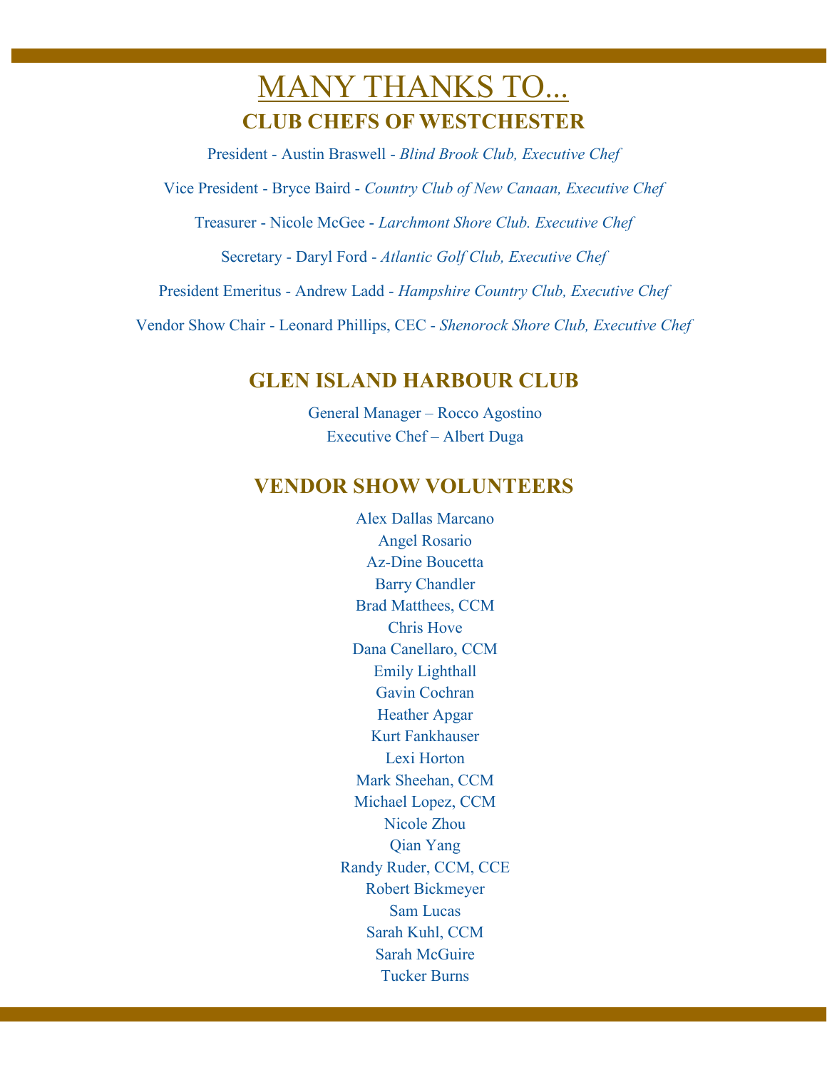# MANY THANKS TO...

## CLUB CHEFS OF WESTCHESTER

President - Austin Braswell - *Blind Brook Club, Executive Chef*

Vice President - Bryce Baird - *Country Club of New Canaan, Executive Chef*

Treasurer - Nicole McGee - *Larchmont Shore Club. Executive Chef*

Secretary - Daryl Ford - *Atlantic Golf Club, Executive Chef*

President Emeritus - Andrew Ladd - *Hampshire Country Club, Executive Chef*

Vendor Show Chair - Leonard Phillips, CEC - *Shenorock Shore Club, Executive Chef*

## GLEN ISLAND HARBOUR CLUB

General Manager – Rocco Agostino
Executive Chef – Albert Duga

## VENDOR SHOW VOLUNTEERS

Alex Dallas Marcano
Angel Rosario
Az-Dine Boucetta
Barry Chandler
Brad Matthees, CCM
Chris Hove
Dana Canellaro, CCM
Emily Lighthall
Gavin Cochran
Heather Apgar
Kurt Fankhauser
Lexi Horton
Mark Sheehan, CCM
Michael Lopez, CCM
Nicole Zhou
Qian Yang
Randy Ruder, CCM, CCE
Robert Bickmeyer
Sam Lucas
Sarah Kuhl, CCM
Sarah McGuire
Tucker Burns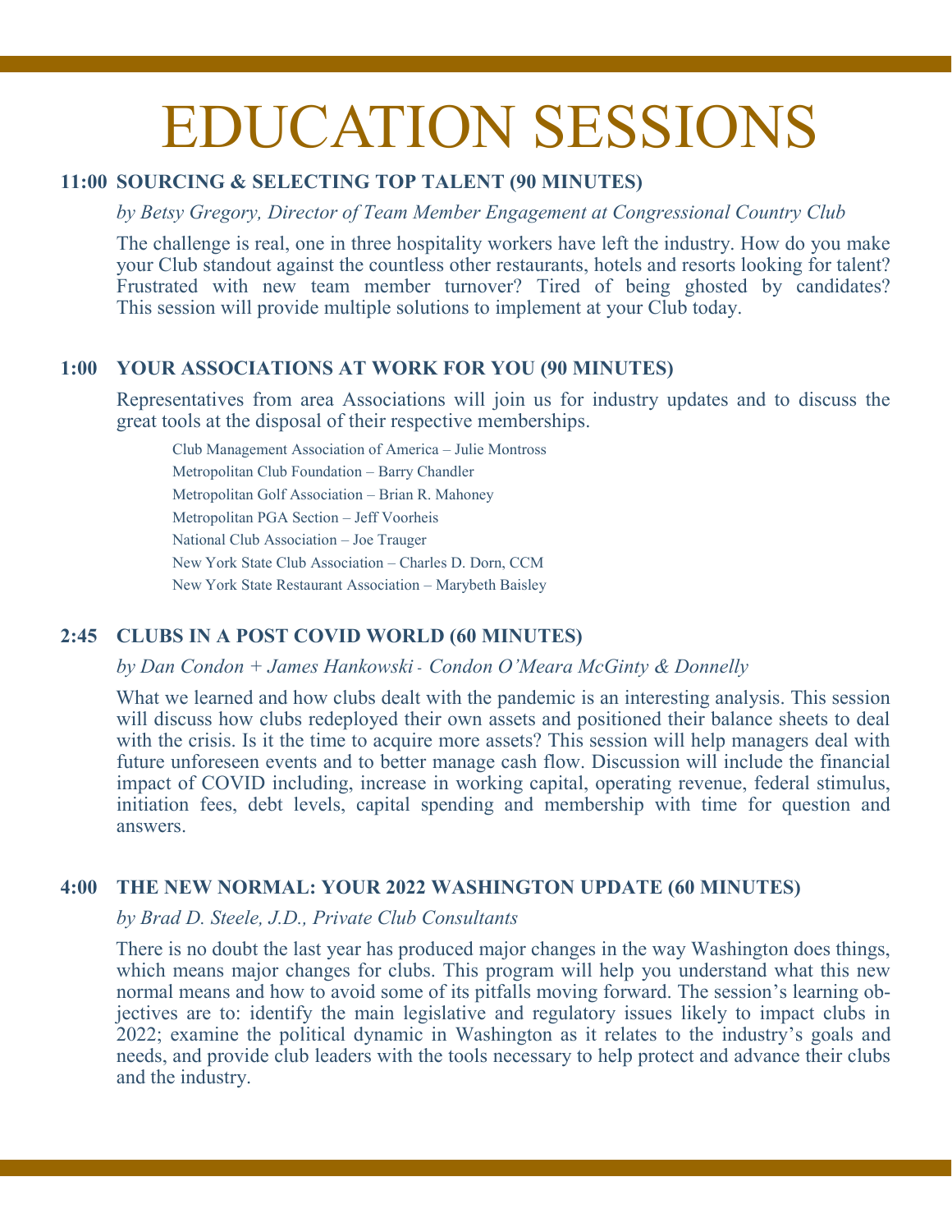# EDUCATION SESSIONS

### 11:00 SOURCING & SELECTING TOP TALENT (90 MINUTES)

*by Betsy Gregory, Director of Team Member Engagement at Congressional Country Club*

The challenge is real, one in three hospitality workers have left the industry. How do you make your Club standout against the countless other restaurants, hotels and resorts looking for talent? Frustrated with new team member turnover? Tired of being ghosted by candidates? This session will provide multiple solutions to implement at your Club today.

### 1:00 YOUR ASSOCIATIONS AT WORK FOR YOU (90 MINUTES)

Representatives from area Associations will join us for industry updates and to discuss the great tools at the disposal of their respective memberships.

- Club Management Association of America – Julie Montross
- Metropolitan Club Foundation – Barry Chandler
- Metropolitan Golf Association – Brian R. Mahoney
- Metropolitan PGA Section – Jeff Voorheis
- National Club Association – Joe Trauger
- New York State Club Association – Charles D. Dorn, CCM
- New York State Restaurant Association – Marybeth Baisley

### 2:45 CLUBS IN A POST COVID WORLD (60 MINUTES)

*by Dan Condon + James Hankowski - Condon O'Meara McGinty & Donnelly*

What we learned and how clubs dealt with the pandemic is an interesting analysis. This session will discuss how clubs redeployed their own assets and positioned their balance sheets to deal with the crisis. Is it the time to acquire more assets? This session will help managers deal with future unforeseen events and to better manage cash flow. Discussion will include the financial impact of COVID including, increase in working capital, operating revenue, federal stimulus, initiation fees, debt levels, capital spending and membership with time for question and answers.

### 4:00 THE NEW NORMAL: YOUR 2022 WASHINGTON UPDATE (60 MINUTES)

*by Brad D. Steele, J.D., Private Club Consultants*

There is no doubt the last year has produced major changes in the way Washington does things, which means major changes for clubs. This program will help you understand what this new normal means and how to avoid some of its pitfalls moving forward. The session's learning objectives are to: identify the main legislative and regulatory issues likely to impact clubs in 2022; examine the political dynamic in Washington as it relates to the industry's goals and needs, and provide club leaders with the tools necessary to help protect and advance their clubs and the industry.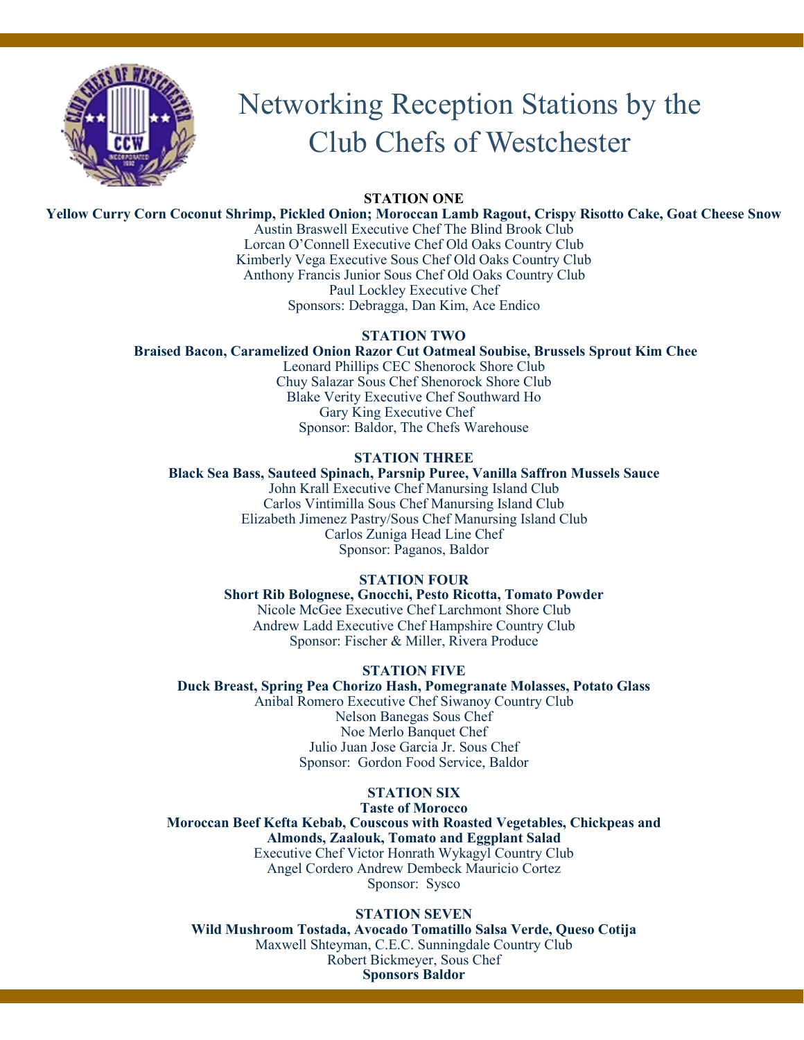# Networking Reception Stations by the Club Chefs of Westchester

**STATION ONE**

**Yellow Curry Corn Coconut Shrimp, Pickled Onion; Moroccan Lamb Ragout, Crispy Risotto Cake, Goat Cheese Snow**

Austin Braswell Executive Chef The Blind Brook Club
Lorcan O'Connell Executive Chef Old Oaks Country Club
Kimberly Vega Executive Sous Chef Old Oaks Country Club
Anthony Francis Junior Sous Chef Old Oaks Country Club
Paul Lockley Executive Chef
Sponsors: Debragga, Dan Kim, Ace Endico

**STATION TWO**

**Braised Bacon, Caramelized Onion Razor Cut Oatmeal Soubise, Brussels Sprout Kim Chee**

Leonard Phillips CEC Shenorock Shore Club
Chuy Salazar Sous Chef Shenorock Shore Club
Blake Verity Executive Chef Southward Ho
Gary King Executive Chef
Sponsor: Baldor, The Chefs Warehouse

**STATION THREE**

**Black Sea Bass, Sauteed Spinach, Parsnip Puree, Vanilla Saffron Mussels Sauce**

John Krall Executive Chef Manursing Island Club
Carlos Vintimilla Sous Chef Manursing Island Club
Elizabeth Jimenez Pastry/Sous Chef Manursing Island Club
Carlos Zuniga Head Line Chef
Sponsor: Paganos, Baldor

**STATION FOUR**

**Short Rib Bolognese, Gnocchi, Pesto Ricotta, Tomato Powder**

Nicole McGee Executive Chef Larchmont Shore Club
Andrew Ladd Executive Chef Hampshire Country Club
Sponsor: Fischer & Miller, Rivera Produce

**STATION FIVE**

**Duck Breast, Spring Pea Chorizo Hash, Pomegranate Molasses, Potato Glass**

Anibal Romero Executive Chef Siwanoy Country Club
Nelson Banegas Sous Chef
Noe Merlo Banquet Chef
Julio Juan Jose Garcia Jr. Sous Chef
Sponsor: Gordon Food Service, Baldor

**STATION SIX**

**Taste of Morocco**

**Moroccan Beef Kefta Kebab, Couscous with Roasted Vegetables, Chickpeas and Almonds, Zaalouk, Tomato and Eggplant Salad**

Executive Chef Victor Honrath Wykagyl Country Club
Angel Cordero Andrew Dembeck Mauricio Cortez
Sponsor: Sysco

**STATION SEVEN**

**Wild Mushroom Tostada, Avocado Tomatillo Salsa Verde, Queso Cotija**

Maxwell Shteyman, C.E.C. Sunningdale Country Club
Robert Bickmeyer, Sous Chef
**Sponsors Baldor**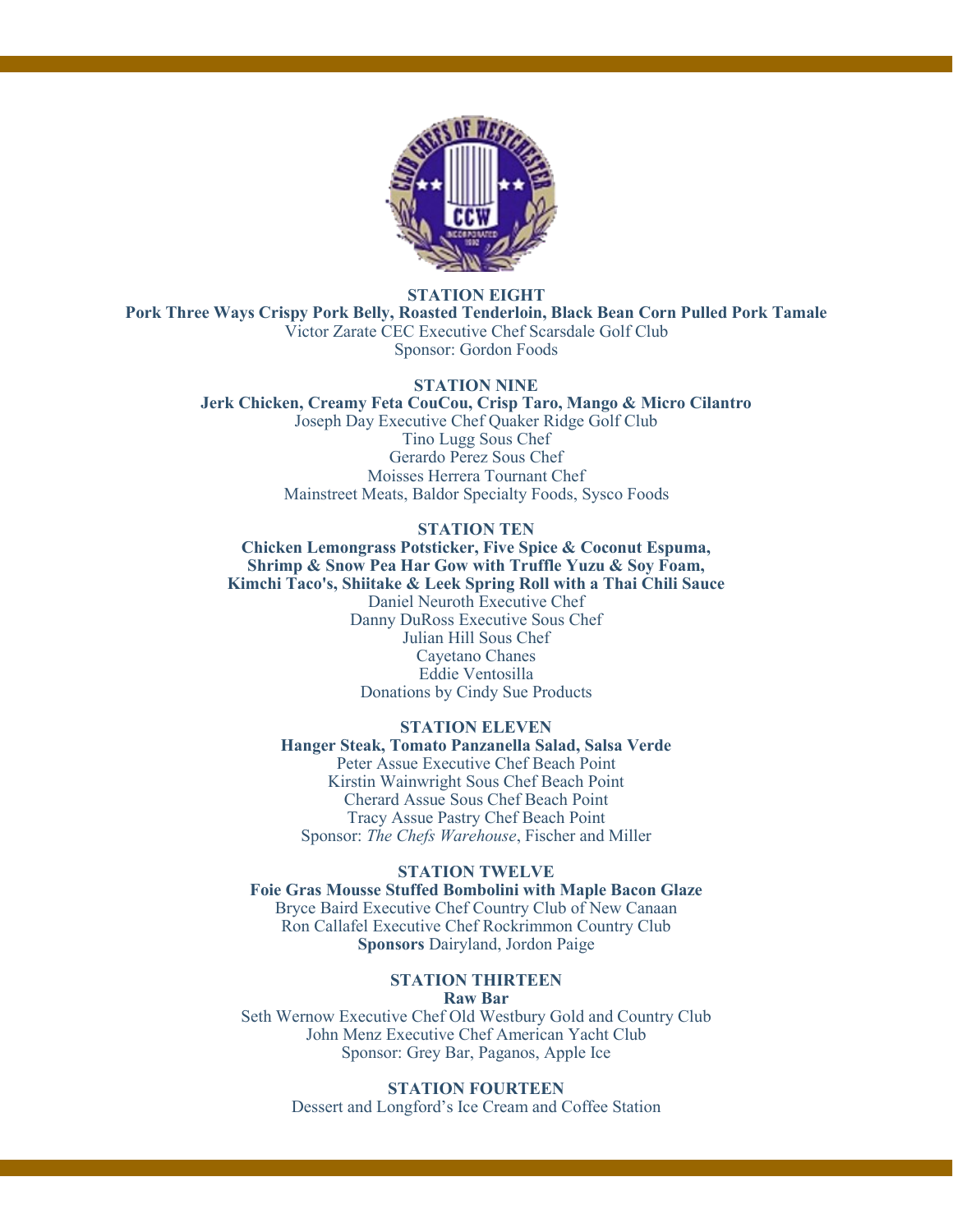## STATION EIGHT

**Pork Three Ways Crispy Pork Belly, Roasted Tenderloin, Black Bean Corn Pulled Pork Tamale**

Victor Zarate CEC Executive Chef Scarsdale Golf Club

Sponsor: Gordon Foods

## STATION NINE

**Jerk Chicken, Creamy Feta CouCou, Crisp Taro, Mango & Micro Cilantro**

Joseph Day Executive Chef Quaker Ridge Golf Club

Tino Lugg Sous Chef

Gerardo Perez Sous Chef

Moisses Herrera Tournant Chef

Mainstreet Meats, Baldor Specialty Foods, Sysco Foods

## STATION TEN

**Chicken Lemongrass Potsticker, Five Spice & Coconut Espuma,**
**Shrimp & Snow Pea Har Gow with Truffle Yuzu & Soy Foam,**
**Kimchi Taco's, Shiitake & Leek Spring Roll with a Thai Chili Sauce**

Daniel Neuroth Executive Chef

Danny DuRoss Executive Sous Chef

Julian Hill Sous Chef

Cayetano Chanes

Eddie Ventosilla

Donations by Cindy Sue Products

## STATION ELEVEN

**Hanger Steak, Tomato Panzanella Salad, Salsa Verde**

Peter Assue Executive Chef Beach Point

Kirstin Wainwright Sous Chef Beach Point

Cherard Assue Sous Chef Beach Point

Tracy Assue Pastry Chef Beach Point

Sponsor: *The Chefs Warehouse*, Fischer and Miller

## STATION TWELVE

**Foie Gras Mousse Stuffed Bombolini with Maple Bacon Glaze**

Bryce Baird Executive Chef Country Club of New Canaan

Ron Callafel Executive Chef Rockrimmon Country Club

**Sponsors** Dairyland, Jordon Paige

## STATION THIRTEEN

**Raw Bar**

Seth Wernow Executive Chef Old Westbury Gold and Country Club

John Menz Executive Chef American Yacht Club

Sponsor: Grey Bar, Paganos, Apple Ice

## STATION FOURTEEN

Dessert and Longford's Ice Cream and Coffee Station